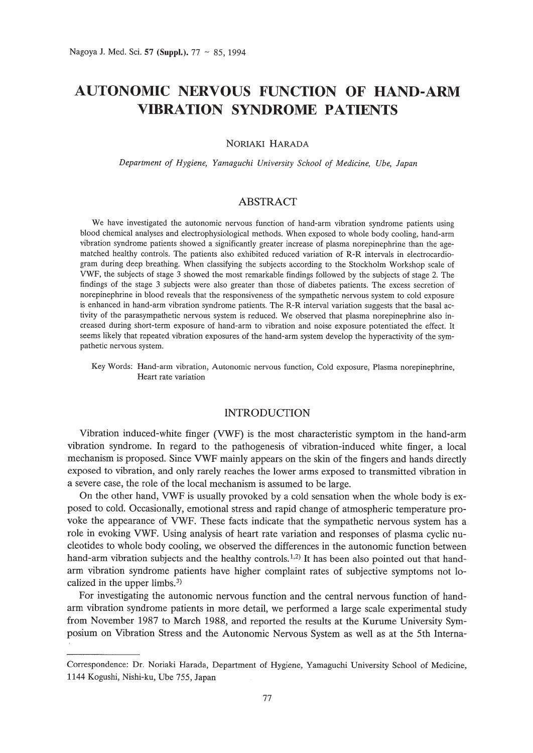# AUTONOMIC NERVOUS FUNCTION OF HAND-ARM VIBRATION SYNDROME PATIENTS

NORIAKI HARADA

*Department of Hygiene, Yamaguchi University School of Medicine, Ube, Japan*

## ABSTRACT

We have investigated the autonomic nervous function of hand-arm vibration syndrome patients using blood chemical analyses and electrophysiological methods. When exposed to whole body cooling, hand-arm vibration syndrome patients showed a significantly greater increase of plasma norepinephrine than the age-matched healthy controls. The patients also exhibited reduced variation of R-R intervals in electrocardiogram during deep breathing. When classifying the subjects according to the Stockholm Workshop scale of VWF, the subjects of stage 3 showed the most remarkable findings followed by the subjects of stage 2. The findings of the stage 3 subjects were also greater than those of diabetes patients. The excess secretion of norepinephrine in blood reveals that the responsiveness of the sympathetic nervous system to cold exposure is enhanced in hand-arm vibration syndrome patients. The R-R interval variation suggests that the basal activity of the parasympathetic nervous system is reduced. We observed that plasma norepinephrine also increased during short-term exposure of hand-arm to vibration and noise exposure potentiated the effect. It seems likely that repeated vibration exposures of the hand-arm system develop the hyperactivity of the sympathetic nervous system.

Key Words: Hand-arm vibration, Autonomic nervous function, Cold exposure, Plasma norepinephrine, Heart rate variation

## INTRODUCTION

Vibration induced-white finger (VWF) is the most characteristic symptom in the hand-arm vibration syndrome. In regard to the pathogenesis of vibration-induced white finger, a local mechanism is proposed. Since VWF mainly appears on the skin of the fingers and hands directly exposed to vibration, and only rarely reaches the lower arms exposed to transmitted vibration in a severe case, the role of the local mechanism is assumed to be large.

On the other hand, VWF is usually provoked by a cold sensation when the whole body is exposed to cold. Occasionally, emotional stress and rapid change of atmospheric temperature provoke the appearance of VWF. These facts indicate that the sympathetic nervous system has a role in evoking VWF. Using analysis of heart rate variation and responses of plasma cyclic nucleotides to whole body cooling, we observed the differences in the autonomic function between hand-arm vibration subjects and the healthy controls.[1,2] It has been also pointed out that hand-arm vibration syndrome patients have higher complaint rates of subjective symptoms not localized in the upper limbs.[3]

For investigating the autonomic nervous function and the central nervous function of hand-arm vibration syndrome patients in more detail, we performed a large scale experimental study from November 1987 to March 1988, and reported the results at the Kurume University Symposium on Vibration Stress and the Autonomic Nervous System as well as at the 5th Interna-

Correspondence: Dr. Noriaki Harada, Department of Hygiene, Yamaguchi University School of Medicine, 1144 Kogushi, Nishi-ku, Ube 755, Japan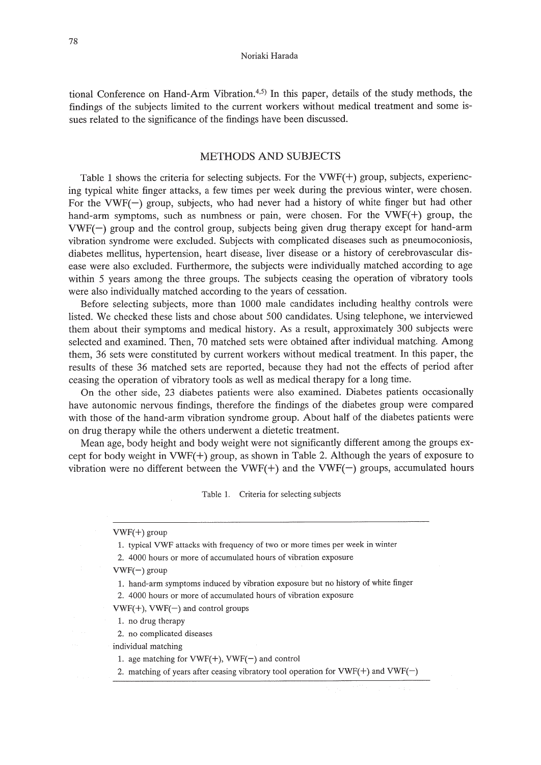tional Conference on Hand-Arm Vibration.[4,5] In this paper, details of the study methods, the findings of the subjects limited to the current workers without medical treatment and some issues related to the significance of the findings have been discussed.

## METHODS AND SUBJECTS

Table 1 shows the criteria for selecting subjects. For the VWF(+) group, subjects, experiencing typical white finger attacks, a few times per week during the previous winter, were chosen. For the VWF(−) group, subjects, who had never had a history of white finger but had other hand-arm symptoms, such as numbness or pain, were chosen. For the VWF(+) group, the VWF(−) group and the control group, subjects being given drug therapy except for hand-arm vibration syndrome were excluded. Subjects with complicated diseases such as pneumoconiosis, diabetes mellitus, hypertension, heart disease, liver disease or a history of cerebrovascular disease were also excluded. Furthermore, the subjects were individually matched according to age within 5 years among the three groups. The subjects ceasing the operation of vibratory tools were also individually matched according to the years of cessation.

Before selecting subjects, more than 1000 male candidates including healthy controls were listed. We checked these lists and chose about 500 candidates. Using telephone, we interviewed them about their symptoms and medical history. As a result, approximately 300 subjects were selected and examined. Then, 70 matched sets were obtained after individual matching. Among them, 36 sets were constituted by current workers without medical treatment. In this paper, the results of these 36 matched sets are reported, because they had not the effects of period after ceasing the operation of vibratory tools as well as medical therapy for a long time.

On the other side, 23 diabetes patients were also examined. Diabetes patients occasionally have autonomic nervous findings, therefore the findings of the diabetes group were compared with those of the hand-arm vibration syndrome group. About half of the diabetes patients were on drug therapy while the others underwent a dietetic treatment.

Mean age, body height and body weight were not significantly different among the groups except for body weight in VWF(+) group, as shown in Table 2. Although the years of exposure to vibration were no different between the VWF(+) and the VWF(−) groups, accumulated hours

Table 1. Criteria for selecting subjects

| |
|---|
| VWF(+) group |
| 1. typical VWF attacks with frequency of two or more times per week in winter |
| 2. 4000 hours or more of accumulated hours of vibration exposure |
| VWF(−) group |
| 1. hand-arm symptoms induced by vibration exposure but no history of white finger |
| 2. 4000 hours or more of accumulated hours of vibration exposure |
| VWF(+), VWF(−) and control groups |
| 1. no drug therapy |
| 2. no complicated diseases |
| individual matching |
| 1. age matching for VWF(+), VWF(−) and control |
| 2. matching of years after ceasing vibratory tool operation for VWF(+) and VWF(−) |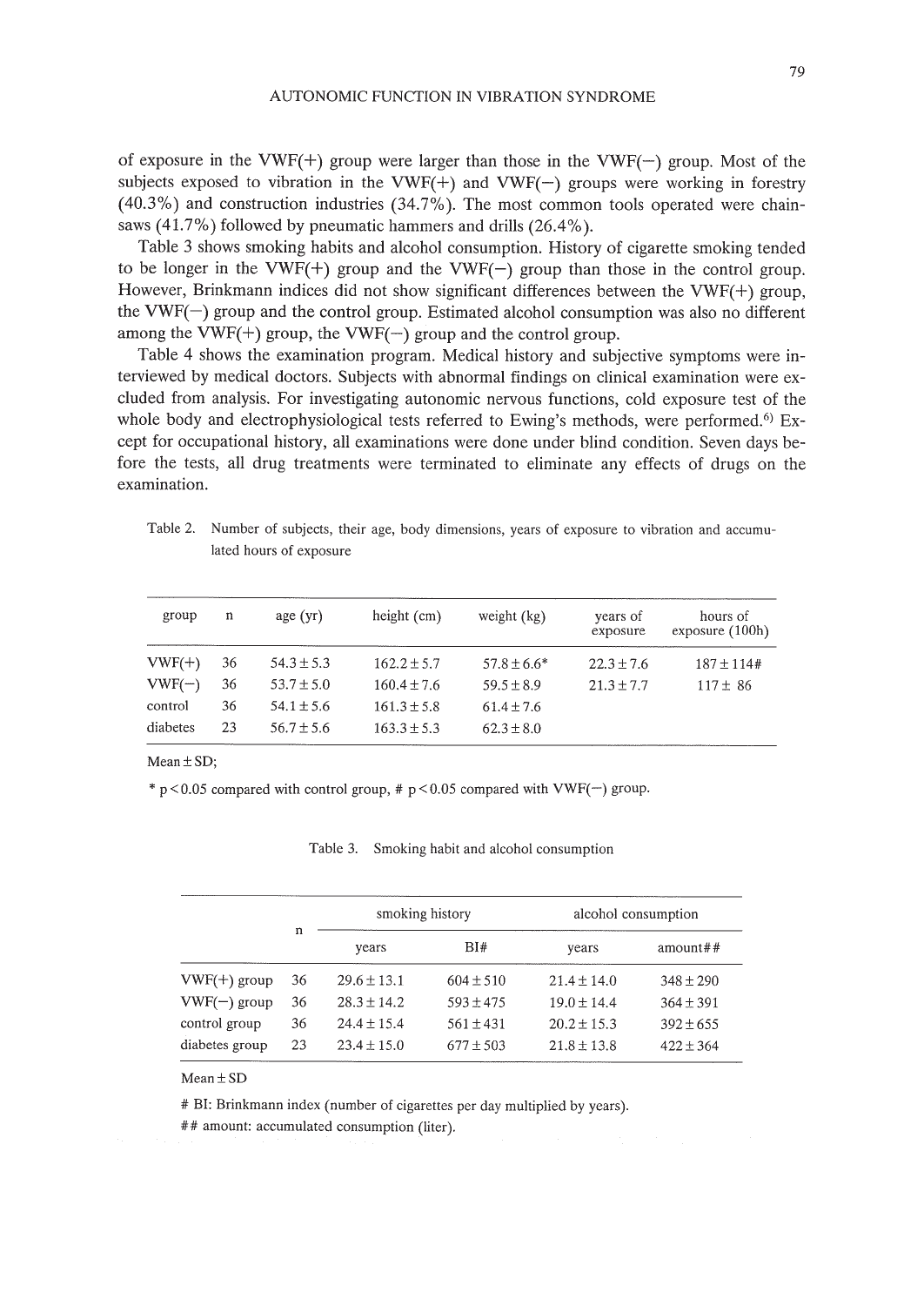of exposure in the VWF(+) group were larger than those in the VWF(−) group. Most of the subjects exposed to vibration in the VWF(+) and VWF(−) groups were working in forestry (40.3%) and construction industries (34.7%). The most common tools operated were chain-saws (41.7%) followed by pneumatic hammers and drills (26.4%).

Table 3 shows smoking habits and alcohol consumption. History of cigarette smoking tended to be longer in the VWF(+) group and the VWF(−) group than those in the control group. However, Brinkmann indices did not show significant differences between the VWF(+) group, the VWF(−) group and the control group. Estimated alcohol consumption was also no different among the VWF(+) group, the VWF(−) group and the control group.

Table 4 shows the examination program. Medical history and subjective symptoms were interviewed by medical doctors. Subjects with abnormal findings on clinical examination were excluded from analysis. For investigating autonomic nervous functions, cold exposure test of the whole body and electrophysiological tests referred to Ewing's methods, were performed.[6] Except for occupational history, all examinations were done under blind condition. Seven days before the tests, all drug treatments were terminated to eliminate any effects of drugs on the examination.

Table 2. Number of subjects, their age, body dimensions, years of exposure to vibration and accumulated hours of exposure

| group | n | age (yr) | height (cm) | weight (kg) | years of exposure | hours of exposure (100h) |
|---|---|---|---|---|---|---|
| VWF(+) | 36 | 54.3 ± 5.3 | 162.2 ± 5.7 | 57.8 ± 6.6* | 22.3 ± 7.6 | 187 ± 114# |
| VWF(−) | 36 | 53.7 ± 5.0 | 160.4 ± 7.6 | 59.5 ± 8.9 | 21.3 ± 7.7 | 117 ± 86 |
| control | 36 | 54.1 ± 5.6 | 161.3 ± 5.8 | 61.4 ± 7.6 | | |
| diabetes | 23 | 56.7 ± 5.6 | 163.3 ± 5.3 | 62.3 ± 8.0 | | |

Mean ± SD;

* $p < 0.05$ compared with control group, # $p < 0.05$ compared with VWF(−) group.

Table 3. Smoking habit and alcohol consumption

| | n | smoking history | | alcohol consumption | |
|---|---|---|---|---|---|
| | | years | BI# | years | amount## |
| VWF(+) group | 36 | 29.6 ± 13.1 | 604 ± 510 | 21.4 ± 14.0 | 348 ± 290 |
| VWF(−) group | 36 | 28.3 ± 14.2 | 593 ± 475 | 19.0 ± 14.4 | 364 ± 391 |
| control group | 36 | 24.4 ± 15.4 | 561 ± 431 | 20.2 ± 15.3 | 392 ± 655 |
| diabetes group | 23 | 23.4 ± 15.0 | 677 ± 503 | 21.8 ± 13.8 | 422 ± 364 |

Mean ± SD

# BI: Brinkmann index (number of cigarettes per day multiplied by years).

## amount: accumulated consumption (liter).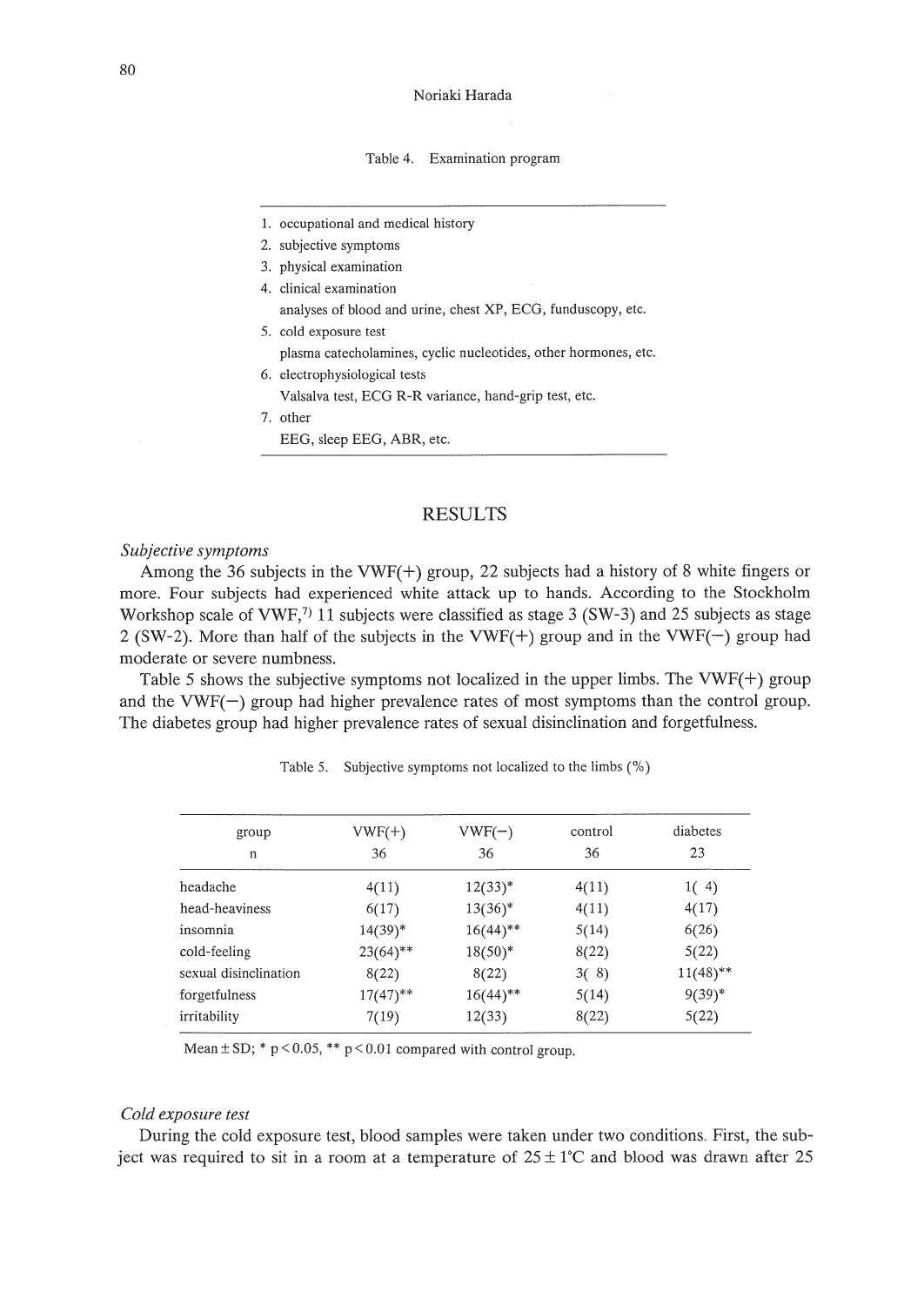Table 4. Examination program

1. occupational and medical history
2. subjective symptoms
3. physical examination
4. clinical examination
   analyses of blood and urine, chest XP, ECG, funduscopy, etc.
5. cold exposure test
   plasma catecholamines, cyclic nucleotides, other hormones, etc.
6. electrophysiological tests
   Valsalva test, ECG R-R variance, hand-grip test, etc.
7. other
   EEG, sleep EEG, ABR, etc.

## RESULTS

*Subjective symptoms*

Among the 36 subjects in the VWF(+) group, 22 subjects had a history of 8 white fingers or more. Four subjects had experienced white attack up to hands. According to the Stockholm Workshop scale of VWF,[7] 11 subjects were classified as stage 3 (SW-3) and 25 subjects as stage 2 (SW-2). More than half of the subjects in the VWF(+) group and in the VWF(−) group had moderate or severe numbness.

Table 5 shows the subjective symptoms not localized in the upper limbs. The VWF(+) group and the VWF(−) group had higher prevalence rates of most symptoms than the control group. The diabetes group had higher prevalence rates of sexual disinclination and forgetfulness.

Table 5. Subjective symptoms not localized to the limbs (%)

| group | VWF(+) | VWF(−) | control | diabetes |
|---|---|---|---|---|
| n | 36 | 36 | 36 | 23 |
| headache | 4(11) | 12(33)* | 4(11) | 1( 4) |
| head-heaviness | 6(17) | 13(36)* | 4(11) | 4(17) |
| insomnia | 14(39)* | 16(44)** | 5(14) | 6(26) |
| cold-feeling | 23(64)** | 18(50)* | 8(22) | 5(22) |
| sexual disinclination | 8(22) | 8(22) | 3( 8) | 11(48)** |
| forgetfulness | 17(47)** | 16(44)** | 5(14) | 9(39)* |
| irritability | 7(19) | 12(33) | 8(22) | 5(22) |

Mean ± SD; * $p < 0.05$, ** $p < 0.01$ compared with control group.

*Cold exposure test*

During the cold exposure test, blood samples were taken under two conditions. First, the subject was required to sit in a room at a temperature of 25 ± 1°C and blood was drawn after 25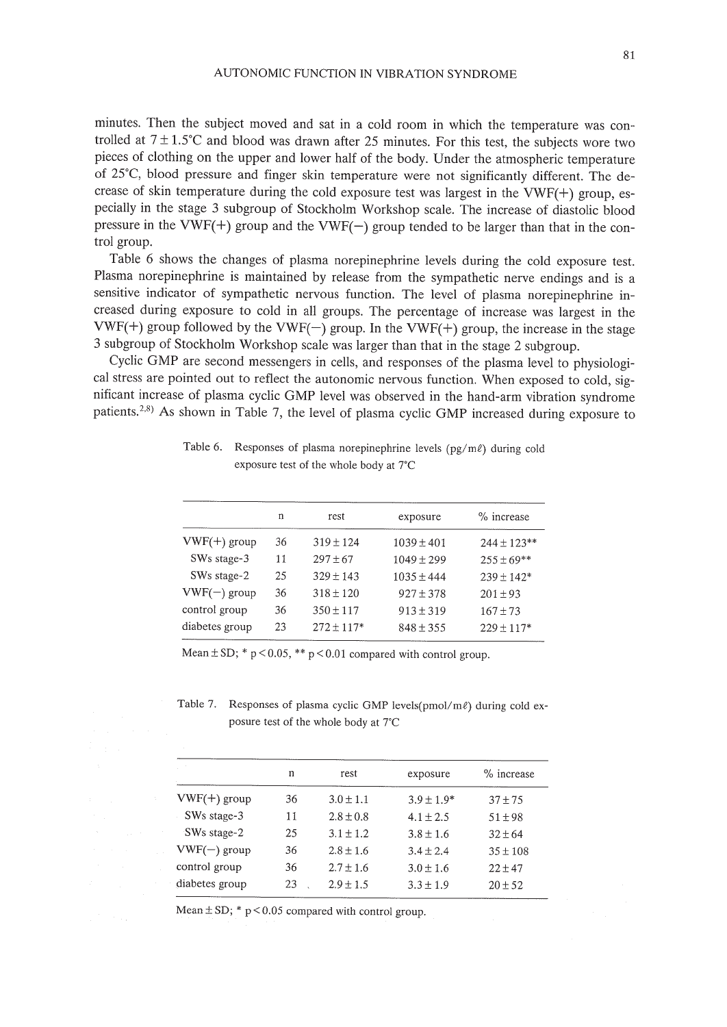minutes. Then the subject moved and sat in a cold room in which the temperature was controlled at 7 ± 1.5°C and blood was drawn after 25 minutes. For this test, the subjects wore two pieces of clothing on the upper and lower half of the body. Under the atmospheric temperature of 25°C, blood pressure and finger skin temperature were not significantly different. The decrease of skin temperature during the cold exposure test was largest in the VWF(+) group, especially in the stage 3 subgroup of Stockholm Workshop scale. The increase of diastolic blood pressure in the VWF(+) group and the VWF(−) group tended to be larger than that in the control group.

Table 6 shows the changes of plasma norepinephrine levels during the cold exposure test. Plasma norepinephrine is maintained by release from the sympathetic nerve endings and is a sensitive indicator of sympathetic nervous function. The level of plasma norepinephrine increased during exposure to cold in all groups. The percentage of increase was largest in the VWF(+) group followed by the VWF(−) group. In the VWF(+) group, the increase in the stage 3 subgroup of Stockholm Workshop scale was larger than that in the stage 2 subgroup.

Cyclic GMP are second messengers in cells, and responses of the plasma level to physiological stress are pointed out to reflect the autonomic nervous function. When exposed to cold, significant increase of plasma cyclic GMP level was observed in the hand-arm vibration syndrome patients.[2,8] As shown in Table 7, the level of plasma cyclic GMP increased during exposure to

Table 6. Responses of plasma norepinephrine levels (pg/mℓ) during cold exposure test of the whole body at 7°C

| | n | rest | exposure | % increase |
|---|---|---|---|---|
| VWF(+) group | 36 | 319 ± 124 | 1039 ± 401 | 244 ± 123** |
| SWs stage-3 | 11 | 297 ± 67 | 1049 ± 299 | 255 ± 69** |
| SWs stage-2 | 25 | 329 ± 143 | 1035 ± 444 | 239 ± 142* |
| VWF(−) group | 36 | 318 ± 120 | 927 ± 378 | 201 ± 93 |
| control group | 36 | 350 ± 117 | 913 ± 319 | 167 ± 73 |
| diabetes group | 23 | 272 ± 117* | 848 ± 355 | 229 ± 117* |

Mean ± SD; * $p < 0.05$, ** $p < 0.01$ compared with control group.

Table 7. Responses of plasma cyclic GMP levels(pmol/mℓ) during cold exposure test of the whole body at 7°C

| | n | rest | exposure | % increase |
|---|---|---|---|---|
| VWF(+) group | 36 | 3.0 ± 1.1 | 3.9 ± 1.9* | 37 ± 75 |
| SWs stage-3 | 11 | 2.8 ± 0.8 | 4.1 ± 2.5 | 51 ± 98 |
| SWs stage-2 | 25 | 3.1 ± 1.2 | 3.8 ± 1.6 | 32 ± 64 |
| VWF(−) group | 36 | 2.8 ± 1.6 | 3.4 ± 2.4 | 35 ± 108 |
| control group | 36 | 2.7 ± 1.6 | 3.0 ± 1.6 | 22 ± 47 |
| diabetes group | 23 | 2.9 ± 1.5 | 3.3 ± 1.9 | 20 ± 52 |

Mean ± SD; * $p < 0.05$ compared with control group.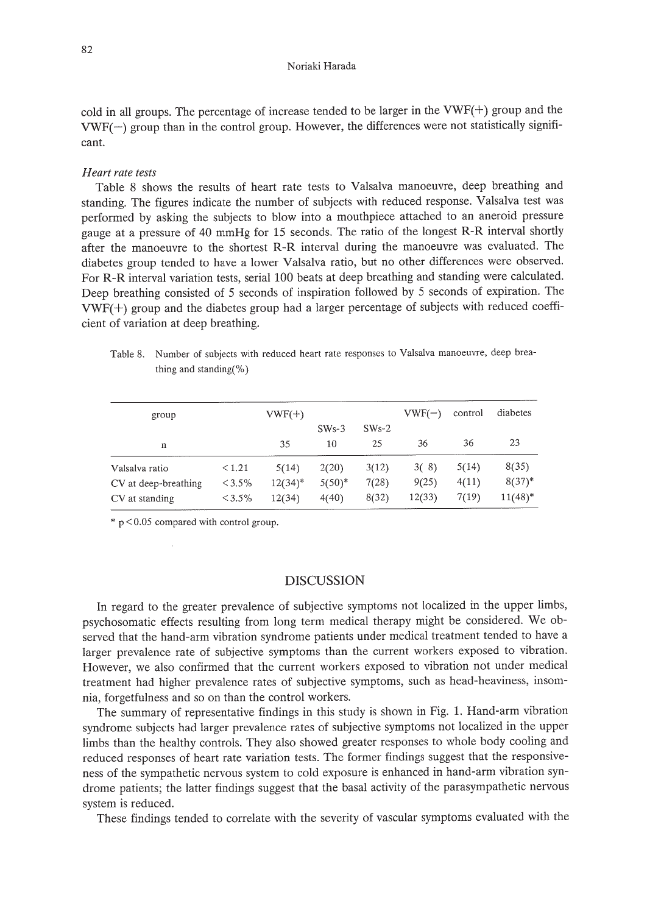cold in all groups. The percentage of increase tended to be larger in the VWF(+) group and the VWF(−) group than in the control group. However, the differences were not statistically significant.

*Heart rate tests*

Table 8 shows the results of heart rate tests to Valsalva manoeuvre, deep breathing and standing. The figures indicate the number of subjects with reduced response. Valsalva test was performed by asking the subjects to blow into a mouthpiece attached to an aneroid pressure gauge at a pressure of 40 mmHg for 15 seconds. The ratio of the longest R-R interval shortly after the manoeuvre to the shortest R-R interval during the manoeuvre was evaluated. The diabetes group tended to have a lower Valsalva ratio, but no other differences were observed. For R-R interval variation tests, serial 100 beats at deep breathing and standing were calculated. Deep breathing consisted of 5 seconds of inspiration followed by 5 seconds of expiration. The VWF(+) group and the diabetes group had a larger percentage of subjects with reduced coefficient of variation at deep breathing.

Table 8. Number of subjects with reduced heart rate responses to Valsalva manoeuvre, deep breathing and standing(%)

| group | | VWF(+) | | | VWF(−) | control | diabetes |
|---|---|---|---|---|---|---|---|
| | | | SWs-3 | SWs-2 | | | |
| n | | 35 | 10 | 25 | 36 | 36 | 23 |
| Valsalva ratio | < 1.21 | 5(14) | 2(20) | 3(12) | 3( 8) | 5(14) | 8(35) |
| CV at deep-breathing | < 3.5% | 12(34)* | 5(50)* | 7(28) | 9(25) | 4(11) | 8(37)* |
| CV at standing | < 3.5% | 12(34) | 4(40) | 8(32) | 12(33) | 7(19) | 11(48)* |

\* $p < 0.05$ compared with control group.

## DISCUSSION

In regard to the greater prevalence of subjective symptoms not localized in the upper limbs, psychosomatic effects resulting from long term medical therapy might be considered. We observed that the hand-arm vibration syndrome patients under medical treatment tended to have a larger prevalence rate of subjective symptoms than the current workers exposed to vibration. However, we also confirmed that the current workers exposed to vibration not under medical treatment had higher prevalence rates of subjective symptoms, such as head-heaviness, insomnia, forgetfulness and so on than the control workers.

The summary of representative findings in this study is shown in Fig. 1. Hand-arm vibration syndrome subjects had larger prevalence rates of subjective symptoms not localized in the upper limbs than the healthy controls. They also showed greater responses to whole body cooling and reduced responses of heart rate variation tests. The former findings suggest that the responsiveness of the sympathetic nervous system to cold exposure is enhanced in hand-arm vibration syndrome patients; the latter findings suggest that the basal activity of the parasympathetic nervous system is reduced.

These findings tended to correlate with the severity of vascular symptoms evaluated with the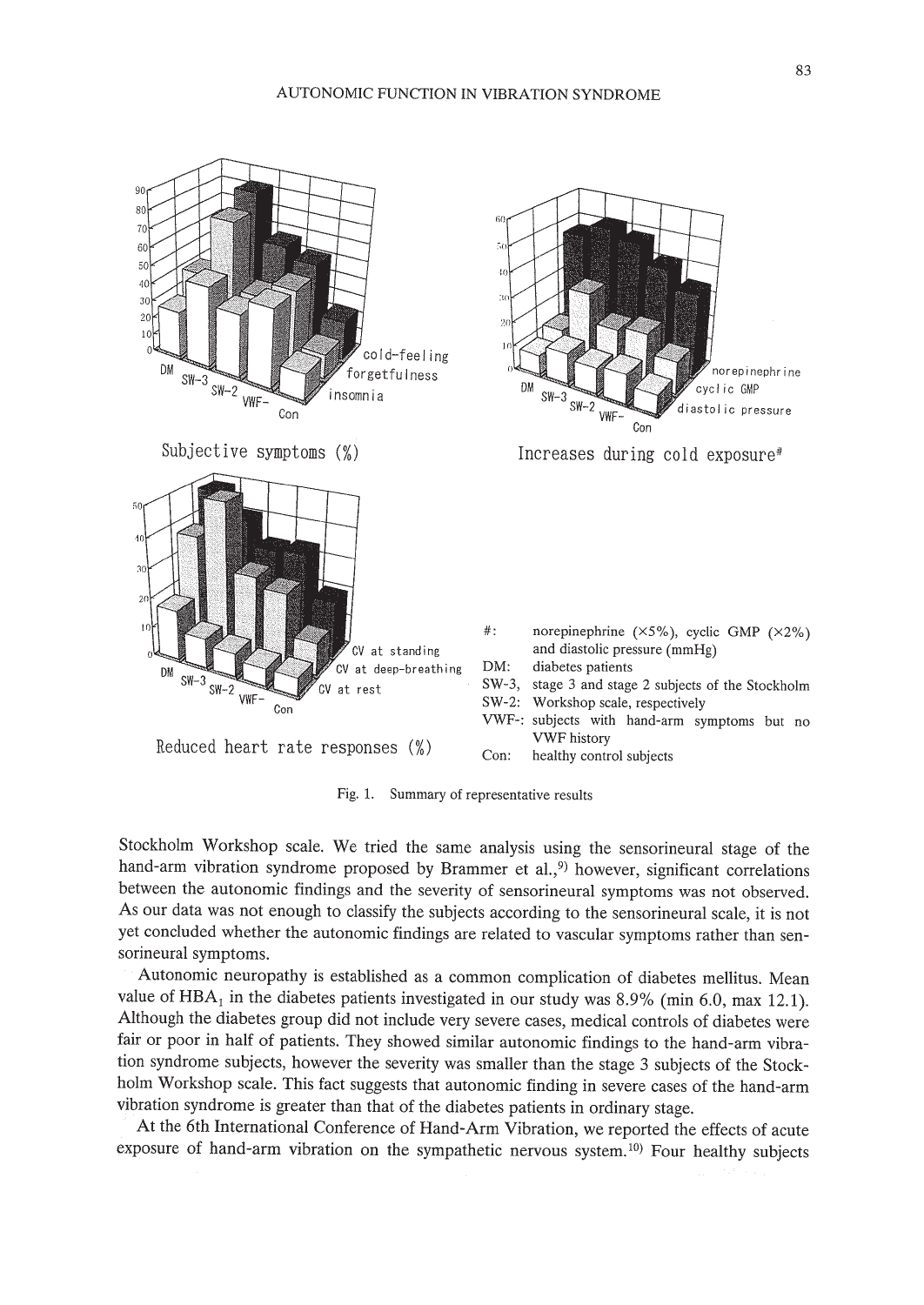Subjective symptoms (%)

Increases during cold exposure#

Reduced heart rate responses (%)

| | |
|---|---|
| #: | norepinephrine (×5%), cyclic GMP (×2%) and diastolic pressure (mmHg) |
| DM: | diabetes patients |
| SW-3, SW-2: | stage 3 and stage 2 subjects of the Stockholm Workshop scale, respectively |
| VWF-: | subjects with hand-arm symptoms but no VWF history |
| Con: | healthy control subjects |

Fig. 1. Summary of representative results

Stockholm Workshop scale. We tried the same analysis using the sensorineural stage of the hand-arm vibration syndrome proposed by Brammer et al.,[9] however, significant correlations between the autonomic findings and the severity of sensorineural symptoms was not observed. As our data was not enough to classify the subjects according to the sensorineural scale, it is not yet concluded whether the autonomic findings are related to vascular symptoms rather than sensorineural symptoms.

Autonomic neuropathy is established as a common complication of diabetes mellitus. Mean value of $HBA_1$ in the diabetes patients investigated in our study was 8.9% (min 6.0, max 12.1). Although the diabetes group did not include very severe cases, medical controls of diabetes were fair or poor in half of patients. They showed similar autonomic findings to the hand-arm vibration syndrome subjects, however the severity was smaller than the stage 3 subjects of the Stockholm Workshop scale. This fact suggests that autonomic finding in severe cases of the hand-arm vibration syndrome is greater than that of the diabetes patients in ordinary stage.

At the 6th International Conference of Hand-Arm Vibration, we reported the effects of acute exposure of hand-arm vibration on the sympathetic nervous system.[10] Four healthy subjects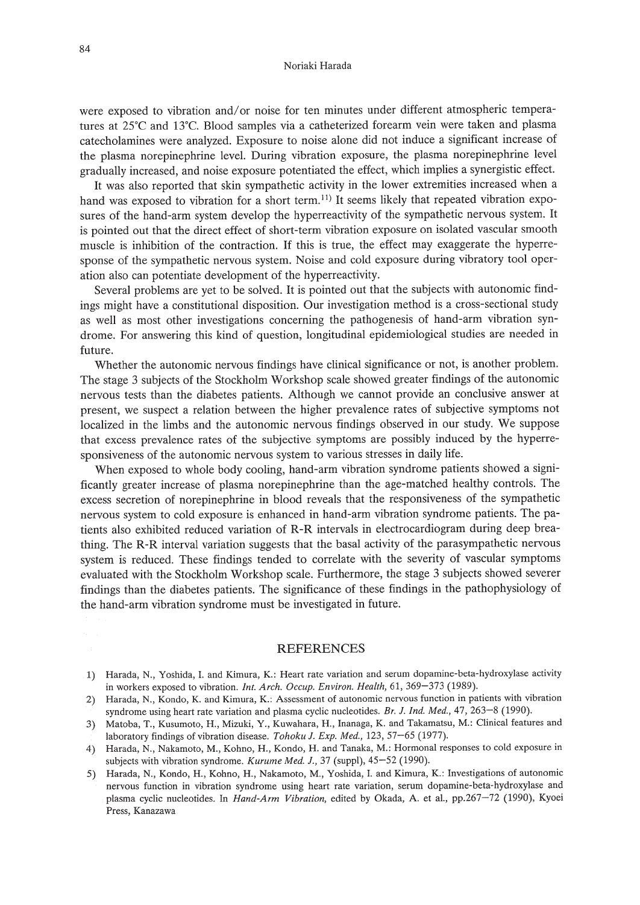were exposed to vibration and/or noise for ten minutes under different atmospheric temperatures at 25°C and 13°C. Blood samples via a catheterized forearm vein were taken and plasma catecholamines were analyzed. Exposure to noise alone did not induce a significant increase of the plasma norepinephrine level. During vibration exposure, the plasma norepinephrine level gradually increased, and noise exposure potentiated the effect, which implies a synergistic effect.

It was also reported that skin sympathetic activity in the lower extremities increased when a hand was exposed to vibration for a short term.[11] It seems likely that repeated vibration exposures of the hand-arm system develop the hyperreactivity of the sympathetic nervous system. It is pointed out that the direct effect of short-term vibration exposure on isolated vascular smooth muscle is inhibition of the contraction. If this is true, the effect may exaggerate the hyperresponse of the sympathetic nervous system. Noise and cold exposure during vibratory tool operation also can potentiate development of the hyperreactivity.

Several problems are yet to be solved. It is pointed out that the subjects with autonomic findings might have a constitutional disposition. Our investigation method is a cross-sectional study as well as most other investigations concerning the pathogenesis of hand-arm vibration syndrome. For answering this kind of question, longitudinal epidemiological studies are needed in future.

Whether the autonomic nervous findings have clinical significance or not, is another problem. The stage 3 subjects of the Stockholm Workshop scale showed greater findings of the autonomic nervous tests than the diabetes patients. Although we cannot provide an conclusive answer at present, we suspect a relation between the higher prevalence rates of subjective symptoms not localized in the limbs and the autonomic nervous findings observed in our study. We suppose that excess prevalence rates of the subjective symptoms are possibly induced by the hyperresponsiveness of the autonomic nervous system to various stresses in daily life.

When exposed to whole body cooling, hand-arm vibration syndrome patients showed a significantly greater increase of plasma norepinephrine than the age-matched healthy controls. The excess secretion of norepinephrine in blood reveals that the responsiveness of the sympathetic nervous system to cold exposure is enhanced in hand-arm vibration syndrome patients. The patients also exhibited reduced variation of R-R intervals in electrocardiogram during deep breathing. The R-R interval variation suggests that the basal activity of the parasympathetic nervous system is reduced. These findings tended to correlate with the severity of vascular symptoms evaluated with the Stockholm Workshop scale. Furthermore, the stage 3 subjects showed severer findings than the diabetes patients. The significance of these findings in the pathophysiology of the hand-arm vibration syndrome must be investigated in future.

## REFERENCES

1) Harada, N., Yoshida, I. and Kimura, K.: Heart rate variation and serum dopamine-beta-hydroxylase activity in workers exposed to vibration. *Int. Arch. Occup. Environ. Health*, 61, 369–373 (1989).
2) Harada, N., Kondo, K. and Kimura, K.: Assessment of autonomic nervous function in patients with vibration syndrome using heart rate variation and plasma cyclic nucleotides. *Br. J. Ind. Med.*, 47, 263–8 (1990).
3) Matoba, T., Kusumoto, H., Mizuki, Y., Kuwahara, H., Inanaga, K. and Takamatsu, M.: Clinical features and laboratory findings of vibration disease. *Tohoku J. Exp. Med.*, 123, 57–65 (1977).
4) Harada, N., Nakamoto, M., Kohno, H., Kondo, H. and Tanaka, M.: Hormonal responses to cold exposure in subjects with vibration syndrome. *Kurume Med. J.*, 37 (suppl), 45–52 (1990).
5) Harada, N., Kondo, H., Kohno, H., Nakamoto, M., Yoshida, I. and Kimura, K.: Investigations of autonomic nervous function in vibration syndrome using heart rate variation, serum dopamine-beta-hydroxylase and plasma cyclic nucleotides. In *Hand-Arm Vibration*, edited by Okada, A. et al., pp.267–72 (1990), Kyoei Press, Kanazawa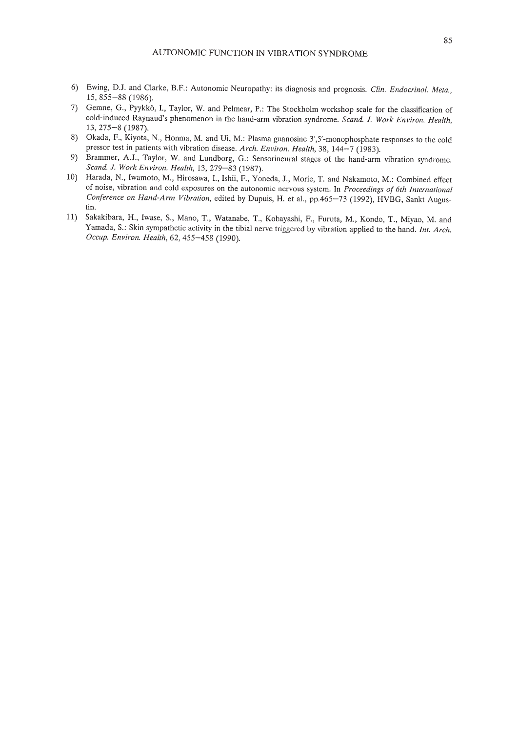6) Ewing, D.J. and Clarke, B.F.: Autonomic Neuropathy: its diagnosis and prognosis. *Clin. Endocrinol. Meta.*, 15, 855–88 (1986).
7) Gemne, G., Pyykkö, I., Taylor, W. and Pelmear, P.: The Stockholm workshop scale for the classification of cold-induced Raynaud's phenomenon in the hand-arm vibration syndrome. *Scand. J. Work Environ. Health*, 13, 275–8 (1987).
8) Okada, F., Kiyota, N., Honma, M. and Ui, M.: Plasma guanosine 3′,5′-monophosphate responses to the cold pressor test in patients with vibration disease. *Arch. Environ. Health*, 38, 144–7 (1983).
9) Brammer, A.J., Taylor, W. and Lundborg, G.: Sensorineural stages of the hand-arm vibration syndrome. *Scand. J. Work Environ. Health*, 13, 279–83 (1987).
10) Harada, N., Iwamoto, M., Hirosawa, I., Ishii, F., Yoneda, J., Morie, T. and Nakamoto, M.: Combined effect of noise, vibration and cold exposures on the autonomic nervous system. In *Proceedings of 6th International Conference on Hand-Arm Vibration,* edited by Dupuis, H. et al., pp.465–73 (1992), HVBG, Sankt Augustin.
11) Sakakibara, H., Iwase, S., Mano, T., Watanabe, T., Kobayashi, F., Furuta, M., Kondo, T., Miyao, M. and Yamada, S.: Skin sympathetic activity in the tibial nerve triggered by vibration applied to the hand. *Int. Arch. Occup. Environ. Health*, 62, 455–458 (1990).